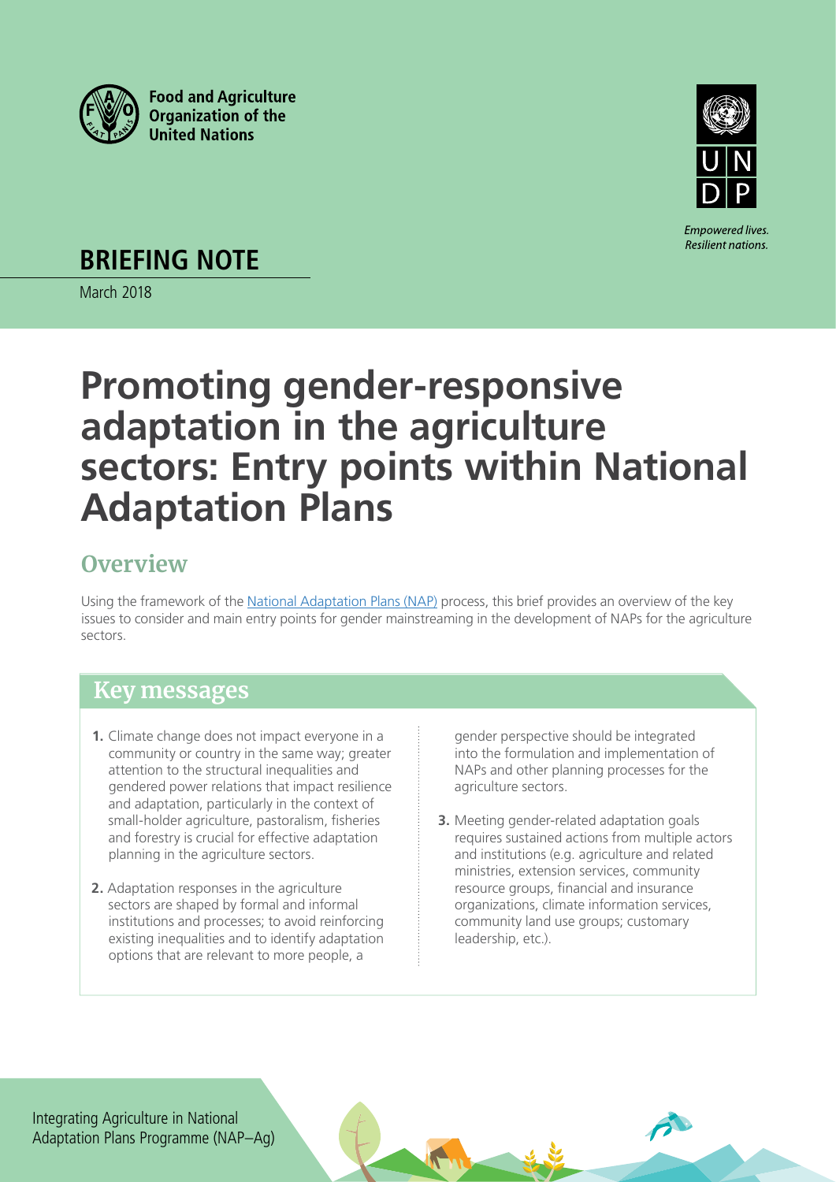Food and Agriculture Organization of the United Nations

UNDP

*Empowered lives. Resilient nations.*

**BRIEFING NOTE**

March 2018

# Promoting gender-responsive adaptation in the agriculture sectors: Entry points within National Adaptation Plans

## Overview

Using the framework of the National Adaptation Plans (NAP) process, this brief provides an overview of the key issues to consider and main entry points for gender mainstreaming in the development of NAPs for the agriculture sectors.

## Key messages

1. Climate change does not impact everyone in a community or country in the same way; greater attention to the structural inequalities and gendered power relations that impact resilience and adaptation, particularly in the context of small-holder agriculture, pastoralism, fisheries and forestry is crucial for effective adaptation planning in the agriculture sectors.
2. Adaptation responses in the agriculture sectors are shaped by formal and informal institutions and processes; to avoid reinforcing existing inequalities and to identify adaptation options that are relevant to more people, a gender perspective should be integrated into the formulation and implementation of NAPs and other planning processes for the agriculture sectors.
3. Meeting gender-related adaptation goals requires sustained actions from multiple actors and institutions (e.g. agriculture and related ministries, extension services, community resource groups, financial and insurance organizations, climate information services, community land use groups; customary leadership, etc.).

Integrating Agriculture in National Adaptation Plans Programme (NAP–Ag)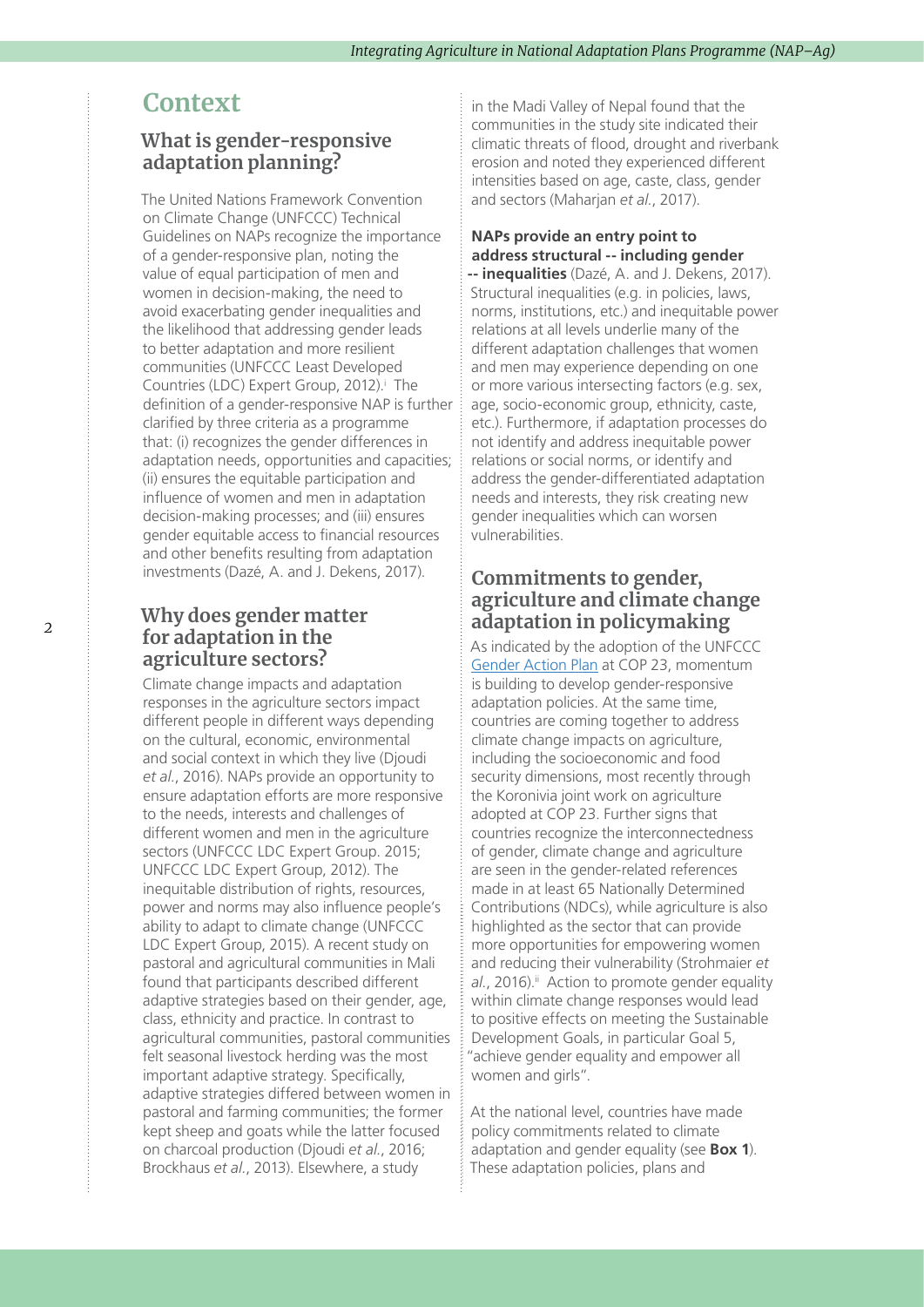## Context

### What is gender-responsive adaptation planning?

The United Nations Framework Convention on Climate Change (UNFCCC) Technical Guidelines on NAPs recognize the importance of a gender-responsive plan, noting the value of equal participation of men and women in decision-making, the need to avoid exacerbating gender inequalities and the likelihood that addressing gender leads to better adaptation and more resilient communities (UNFCCC Least Developed Countries (LDC) Expert Group, 2012).[i] The definition of a gender-responsive NAP is further clarified by three criteria as a programme that: (i) recognizes the gender differences in adaptation needs, opportunities and capacities; (ii) ensures the equitable participation and influence of women and men in adaptation decision-making processes; and (iii) ensures gender equitable access to financial resources and other benefits resulting from adaptation investments (Dazé, A. and J. Dekens, 2017).

### Why does gender matter for adaptation in the agriculture sectors?

Climate change impacts and adaptation responses in the agriculture sectors impact different people in different ways depending on the cultural, economic, environmental and social context in which they live (Djoudi *et al.*, 2016). NAPs provide an opportunity to ensure adaptation efforts are more responsive to the needs, interests and challenges of different women and men in the agriculture sectors (UNFCCC LDC Expert Group. 2015; UNFCCC LDC Expert Group, 2012). The inequitable distribution of rights, resources, power and norms may also influence people's ability to adapt to climate change (UNFCCC LDC Expert Group, 2015). A recent study on pastoral and agricultural communities in Mali found that participants described different adaptive strategies based on their gender, age, class, ethnicity and practice. In contrast to agricultural communities, pastoral communities felt seasonal livestock herding was the most important adaptive strategy. Specifically, adaptive strategies differed between women in pastoral and farming communities; the former kept sheep and goats while the latter focused on charcoal production (Djoudi *et al.*, 2016; Brockhaus *et al.*, 2013). Elsewhere, a study in the Madi Valley of Nepal found that the communities in the study site indicated their climatic threats of flood, drought and riverbank erosion and noted they experienced different intensities based on age, caste, class, gender and sectors (Maharjan *et al.*, 2017).

**NAPs provide an entry point to address structural -- including gender -- inequalities** (Dazé, A. and J. Dekens, 2017). Structural inequalities (e.g. in policies, laws, norms, institutions, etc.) and inequitable power relations at all levels underlie many of the different adaptation challenges that women and men may experience depending on one or more various intersecting factors (e.g. sex, age, socio-economic group, ethnicity, caste, etc.). Furthermore, if adaptation processes do not identify and address inequitable power relations or social norms, or identify and address the gender-differentiated adaptation needs and interests, they risk creating new gender inequalities which can worsen vulnerabilities.

### Commitments to gender, agriculture and climate change adaptation in policymaking

As indicated by the adoption of the UNFCCC Gender Action Plan at COP 23, momentum is building to develop gender-responsive adaptation policies. At the same time, countries are coming together to address climate change impacts on agriculture, including the socioeconomic and food security dimensions, most recently through the Koronivia joint work on agriculture adopted at COP 23. Further signs that countries recognize the interconnectedness of gender, climate change and agriculture are seen in the gender-related references made in at least 65 Nationally Determined Contributions (NDCs), while agriculture is also highlighted as the sector that can provide more opportunities for empowering women and reducing their vulnerability (Strohmaier *et al.*, 2016).[ii] Action to promote gender equality within climate change responses would lead to positive effects on meeting the Sustainable Development Goals, in particular Goal 5, "achieve gender equality and empower all women and girls".

At the national level, countries have made policy commitments related to climate adaptation and gender equality (see **Box 1**). These adaptation policies, plans and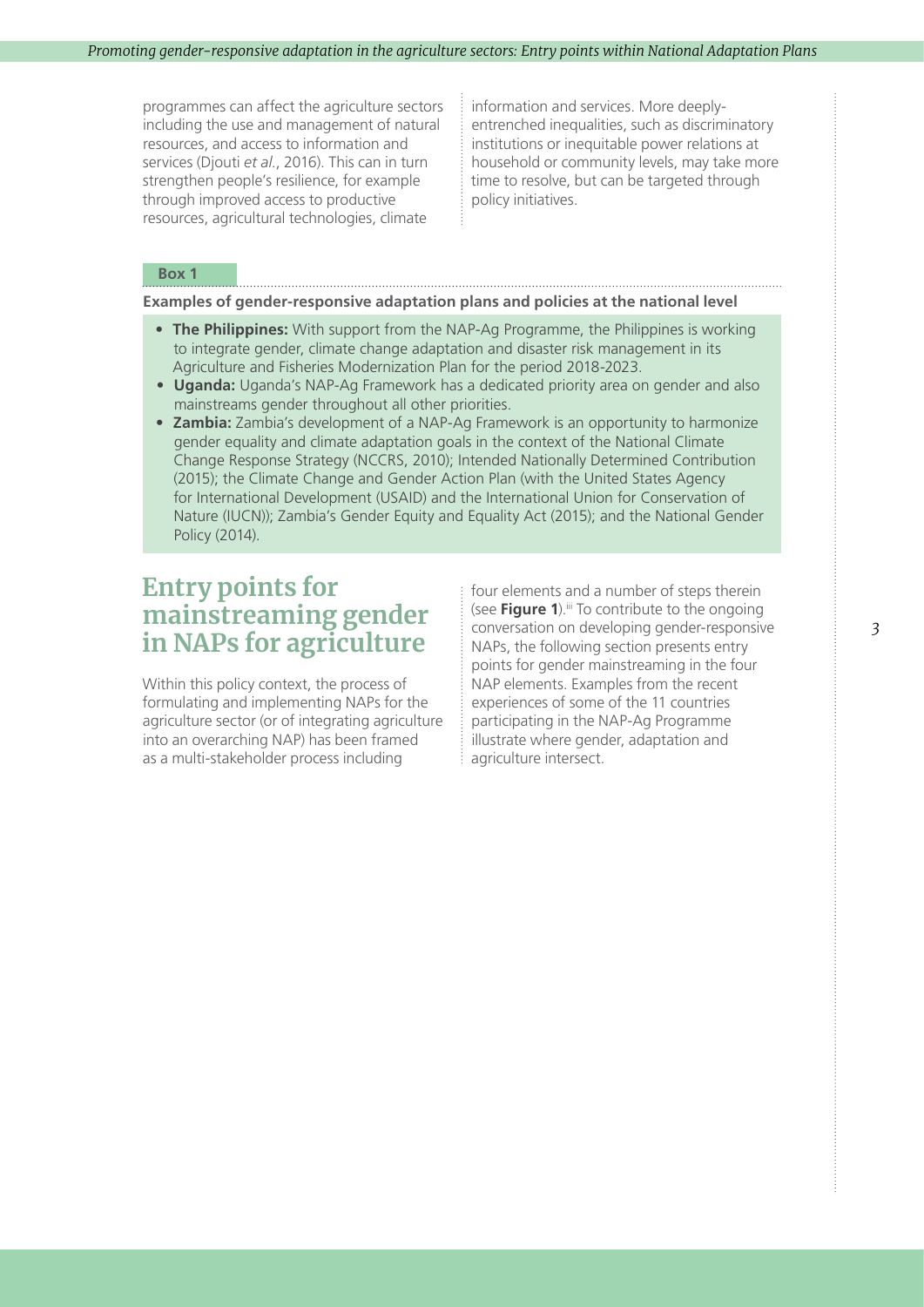programmes can affect the agriculture sectors including the use and management of natural resources, and access to information and services (Djouti *et al.*, 2016). This can in turn strengthen people's resilience, for example through improved access to productive resources, agricultural technologies, climate information and services. More deeply-entrenched inequalities, such as discriminatory institutions or inequitable power relations at household or community levels, may take more time to resolve, but can be targeted through policy initiatives.

**Box 1**

**Examples of gender-responsive adaptation plans and policies at the national level**

- **The Philippines:** With support from the NAP-Ag Programme, the Philippines is working to integrate gender, climate change adaptation and disaster risk management in its Agriculture and Fisheries Modernization Plan for the period 2018-2023.
- **Uganda:** Uganda's NAP-Ag Framework has a dedicated priority area on gender and also mainstreams gender throughout all other priorities.
- **Zambia:** Zambia's development of a NAP-Ag Framework is an opportunity to harmonize gender equality and climate adaptation goals in the context of the National Climate Change Response Strategy (NCCRS, 2010); Intended Nationally Determined Contribution (2015); the Climate Change and Gender Action Plan (with the United States Agency for International Development (USAID) and the International Union for Conservation of Nature (IUCN)); Zambia's Gender Equity and Equality Act (2015); and the National Gender Policy (2014).

## Entry points for mainstreaming gender in NAPs for agriculture

Within this policy context, the process of formulating and implementing NAPs for the agriculture sector (or of integrating agriculture into an overarching NAP) has been framed as a multi-stakeholder process including four elements and a number of steps therein (see **Figure 1**).[iii] To contribute to the ongoing conversation on developing gender-responsive NAPs, the following section presents entry points for gender mainstreaming in the four NAP elements. Examples from the recent experiences of some of the 11 countries participating in the NAP-Ag Programme illustrate where gender, adaptation and agriculture intersect.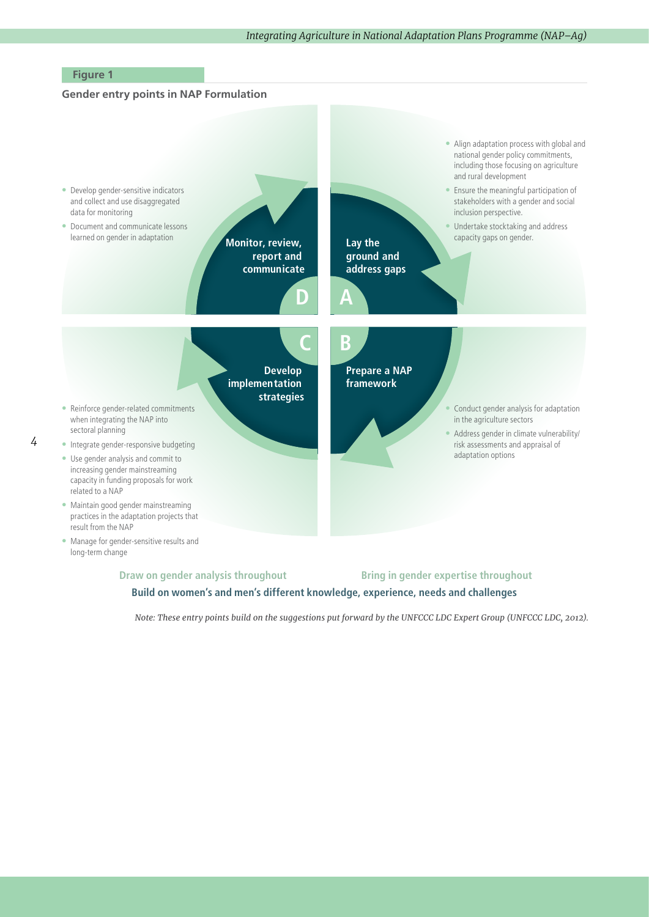**Figure 1**

**Gender entry points in NAP Formulation**

**A — Lay the ground and address gaps**

- Align adaptation process with global and national gender policy commitments, including those focusing on agriculture and rural development
- Ensure the meaningful participation of stakeholders with a gender and social inclusion perspective.
- Undertake stocktaking and address capacity gaps on gender.

**B — Prepare a NAP framework**

- Conduct gender analysis for adaptation in the agriculture sectors
- Address gender in climate vulnerability/risk assessments and appraisal of adaptation options

**C — Develop implementation strategies**

- Reinforce gender-related commitments when integrating the NAP into sectoral planning
- Integrate gender-responsive budgeting
- Use gender analysis and commit to increasing gender mainstreaming capacity in funding proposals for work related to a NAP
- Maintain good gender mainstreaming practices in the adaptation projects that result from the NAP
- Manage for gender-sensitive results and long-term change

**D — Monitor, review, report and communicate**

- Develop gender-sensitive indicators and collect and use disaggregated data for monitoring
- Document and communicate lessons learned on gender in adaptation

**Draw on gender analysis throughout** **Bring in gender expertise throughout**

**Build on women's and men's different knowledge, experience, needs and challenges**

*Note: These entry points build on the suggestions put forward by the UNFCCC LDC Expert Group (UNFCCC LDC, 2012).*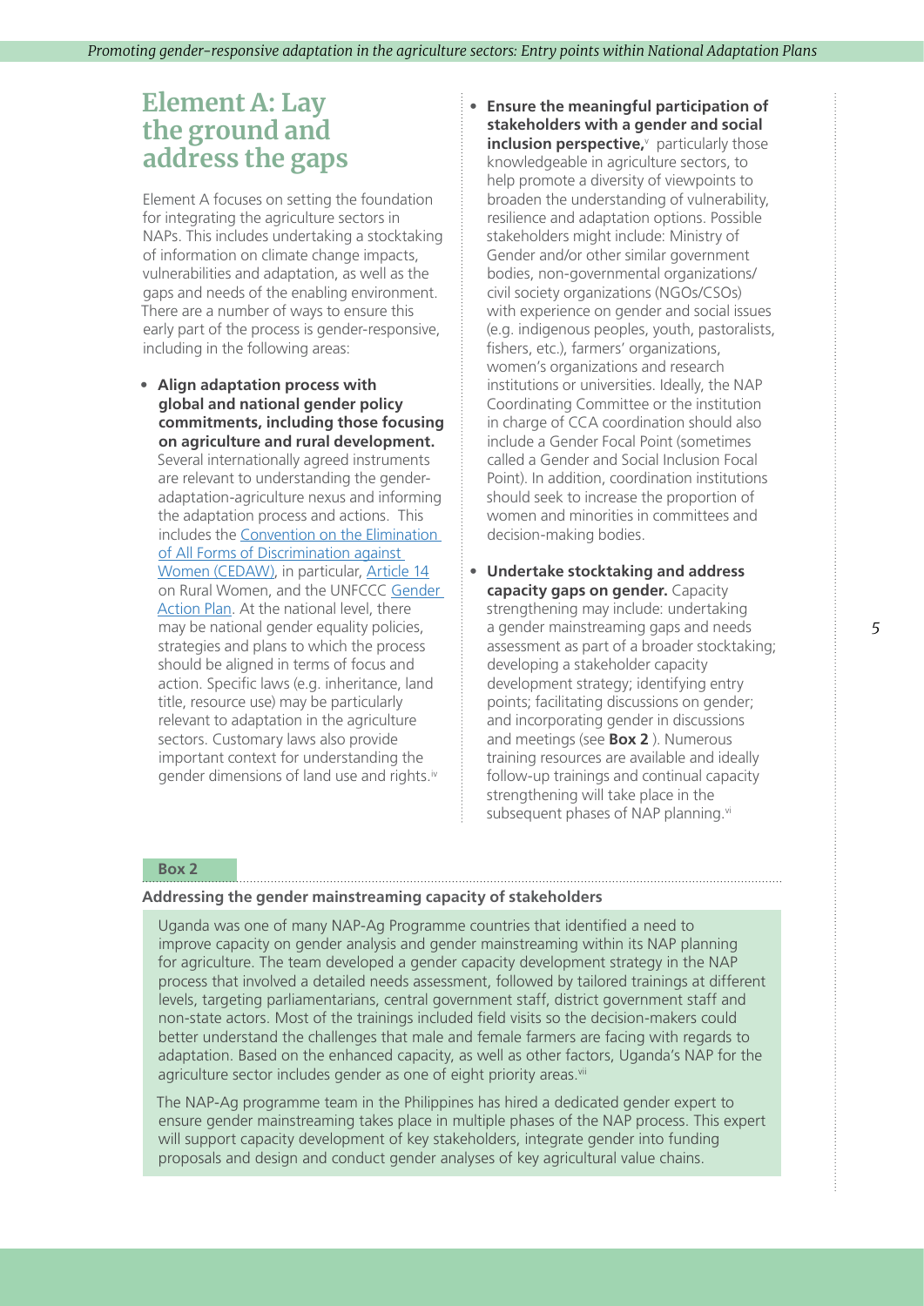# Element A: Lay the ground and address the gaps

Element A focuses on setting the foundation for integrating the agriculture sectors in NAPs. This includes undertaking a stocktaking of information on climate change impacts, vulnerabilities and adaptation, as well as the gaps and needs of the enabling environment. There are a number of ways to ensure this early part of the process is gender-responsive, including in the following areas:

- **Align adaptation process with global and national gender policy commitments, including those focusing on agriculture and rural development.** Several internationally agreed instruments are relevant to understanding the gender-adaptation-agriculture nexus and informing the adaptation process and actions. This includes the Convention on the Elimination of All Forms of Discrimination against Women (CEDAW), in particular, Article 14 on Rural Women, and the UNFCCC Gender Action Plan. At the national level, there may be national gender equality policies, strategies and plans to which the process should be aligned in terms of focus and action. Specific laws (e.g. inheritance, land title, resource use) may be particularly relevant to adaptation in the agriculture sectors. Customary laws also provide important context for understanding the gender dimensions of land use and rights.[iv]

- **Ensure the meaningful participation of stakeholders with a gender and social inclusion perspective,**[v] particularly those knowledgeable in agriculture sectors, to help promote a diversity of viewpoints to broaden the understanding of vulnerability, resilience and adaptation options. Possible stakeholders might include: Ministry of Gender and/or other similar government bodies, non-governmental organizations/civil society organizations (NGOs/CSOs) with experience on gender and social issues (e.g. indigenous peoples, youth, pastoralists, fishers, etc.), farmers' organizations, women's organizations and research institutions or universities. Ideally, the NAP Coordinating Committee or the institution in charge of CCA coordination should also include a Gender Focal Point (sometimes called a Gender and Social Inclusion Focal Point). In addition, coordination institutions should seek to increase the proportion of women and minorities in committees and decision-making bodies.

- **Undertake stocktaking and address capacity gaps on gender.** Capacity strengthening may include: undertaking a gender mainstreaming gaps and needs assessment as part of a broader stocktaking; developing a stakeholder capacity development strategy; identifying entry points; facilitating discussions on gender; and incorporating gender in discussions and meetings (see **Box 2** ). Numerous training resources are available and ideally follow-up trainings and continual capacity strengthening will take place in the subsequent phases of NAP planning.[vi]

**Box 2**

**Addressing the gender mainstreaming capacity of stakeholders**

Uganda was one of many NAP-Ag Programme countries that identified a need to improve capacity on gender analysis and gender mainstreaming within its NAP planning for agriculture. The team developed a gender capacity development strategy in the NAP process that involved a detailed needs assessment, followed by tailored trainings at different levels, targeting parliamentarians, central government staff, district government staff and non-state actors. Most of the trainings included field visits so the decision-makers could better understand the challenges that male and female farmers are facing with regards to adaptation. Based on the enhanced capacity, as well as other factors, Uganda's NAP for the agriculture sector includes gender as one of eight priority areas.[vii]

The NAP-Ag programme team in the Philippines has hired a dedicated gender expert to ensure gender mainstreaming takes place in multiple phases of the NAP process. This expert will support capacity development of key stakeholders, integrate gender into funding proposals and design and conduct gender analyses of key agricultural value chains.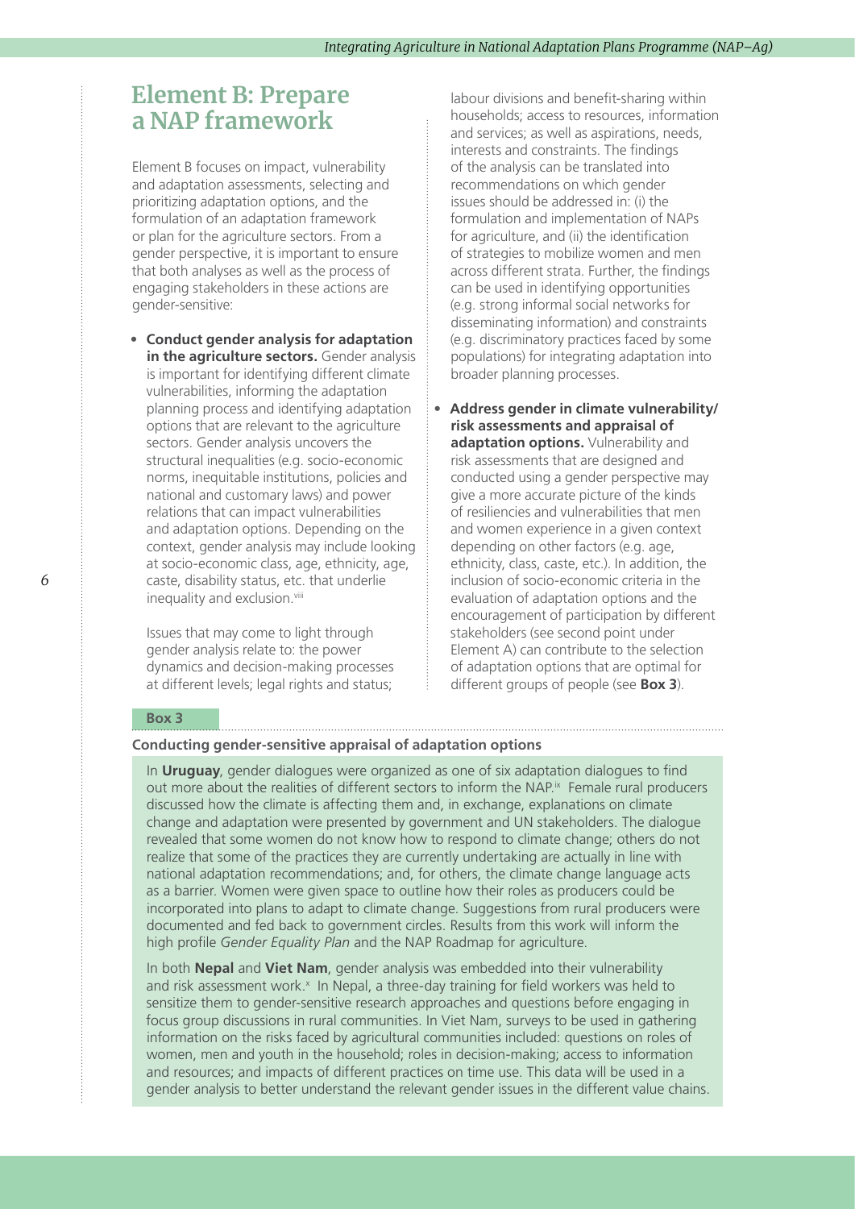## Element B: Prepare a NAP framework

Element B focuses on impact, vulnerability and adaptation assessments, selecting and prioritizing adaptation options, and the formulation of an adaptation framework or plan for the agriculture sectors. From a gender perspective, it is important to ensure that both analyses as well as the process of engaging stakeholders in these actions are gender-sensitive:

- **Conduct gender analysis for adaptation in the agriculture sectors.** Gender analysis is important for identifying different climate vulnerabilities, informing the adaptation planning process and identifying adaptation options that are relevant to the agriculture sectors. Gender analysis uncovers the structural inequalities (e.g. socio-economic norms, inequitable institutions, policies and national and customary laws) and power relations that can impact vulnerabilities and adaptation options. Depending on the context, gender analysis may include looking at socio-economic class, age, ethnicity, age, caste, disability status, etc. that underlie inequality and exclusion.[viii]

  Issues that may come to light through gender analysis relate to: the power dynamics and decision-making processes at different levels; legal rights and status; labour divisions and benefit-sharing within households; access to resources, information and services; as well as aspirations, needs, interests and constraints. The findings of the analysis can be translated into recommendations on which gender issues should be addressed in: (i) the formulation and implementation of NAPs for agriculture, and (ii) the identification of strategies to mobilize women and men across different strata. Further, the findings can be used in identifying opportunities (e.g. strong informal social networks for disseminating information) and constraints (e.g. discriminatory practices faced by some populations) for integrating adaptation into broader planning processes.

- **Address gender in climate vulnerability/ risk assessments and appraisal of adaptation options.** Vulnerability and risk assessments that are designed and conducted using a gender perspective may give a more accurate picture of the kinds of resiliencies and vulnerabilities that men and women experience in a given context depending on other factors (e.g. age, ethnicity, class, caste, etc.). In addition, the inclusion of socio-economic criteria in the evaluation of adaptation options and the encouragement of participation by different stakeholders (see second point under Element A) can contribute to the selection of adaptation options that are optimal for different groups of people (see **Box 3**).

**Box 3**

**Conducting gender-sensitive appraisal of adaptation options**

In **Uruguay**, gender dialogues were organized as one of six adaptation dialogues to find out more about the realities of different sectors to inform the NAP.[ix] Female rural producers discussed how the climate is affecting them and, in exchange, explanations on climate change and adaptation were presented by government and UN stakeholders. The dialogue revealed that some women do not know how to respond to climate change; others do not realize that some of the practices they are currently undertaking are actually in line with national adaptation recommendations; and, for others, the climate change language acts as a barrier. Women were given space to outline how their roles as producers could be incorporated into plans to adapt to climate change. Suggestions from rural producers were documented and fed back to government circles. Results from this work will inform the high profile *Gender Equality Plan* and the NAP Roadmap for agriculture.

In both **Nepal** and **Viet Nam**, gender analysis was embedded into their vulnerability and risk assessment work.[x] In Nepal, a three-day training for field workers was held to sensitize them to gender-sensitive research approaches and questions before engaging in focus group discussions in rural communities. In Viet Nam, surveys to be used in gathering information on the risks faced by agricultural communities included: questions on roles of women, men and youth in the household; roles in decision-making; access to information and resources; and impacts of different practices on time use. This data will be used in a gender analysis to better understand the relevant gender issues in the different value chains.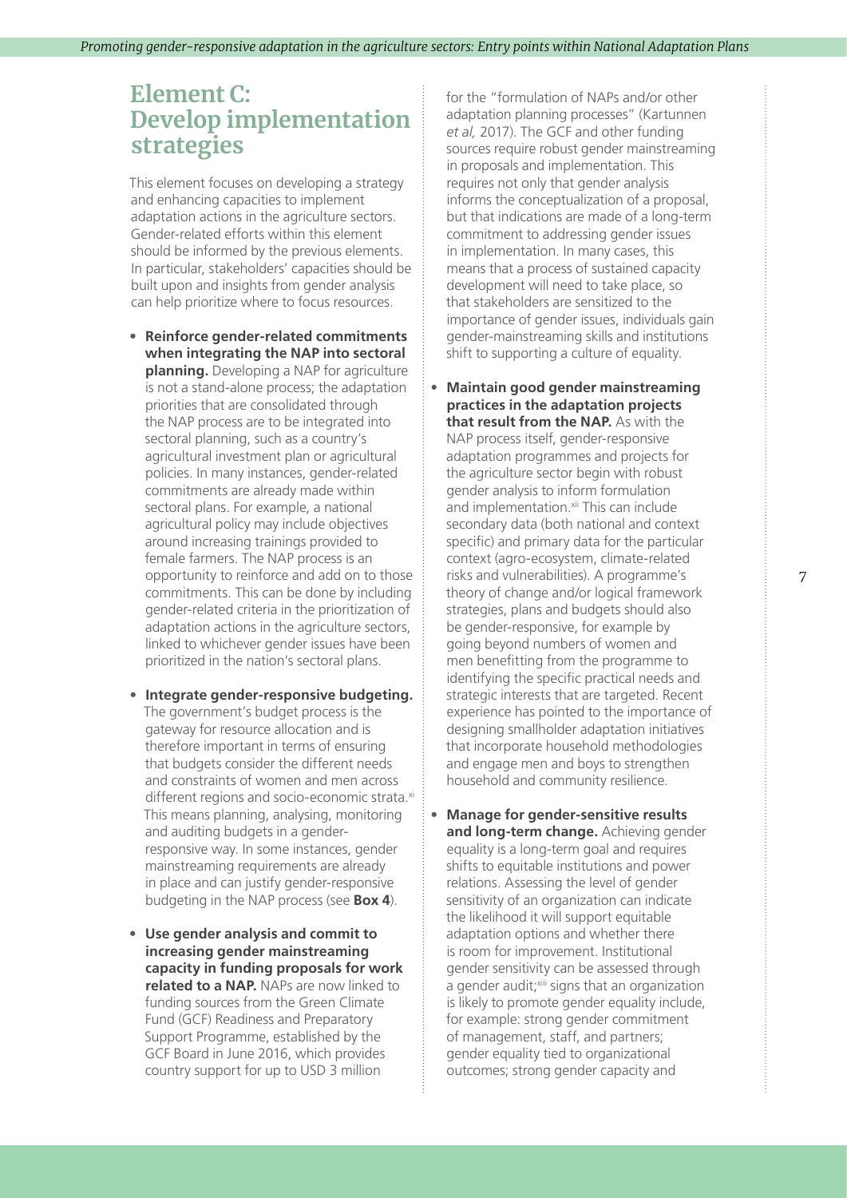## Element C: Develop implementation strategies

This element focuses on developing a strategy and enhancing capacities to implement adaptation actions in the agriculture sectors. Gender-related efforts within this element should be informed by the previous elements. In particular, stakeholders' capacities should be built upon and insights from gender analysis can help prioritize where to focus resources.

- **Reinforce gender-related commitments when integrating the NAP into sectoral planning.** Developing a NAP for agriculture is not a stand-alone process; the adaptation priorities that are consolidated through the NAP process are to be integrated into sectoral planning, such as a country's agricultural investment plan or agricultural policies. In many instances, gender-related commitments are already made within sectoral plans. For example, a national agricultural policy may include objectives around increasing trainings provided to female farmers. The NAP process is an opportunity to reinforce and add on to those commitments. This can be done by including gender-related criteria in the prioritization of adaptation actions in the agriculture sectors, linked to whichever gender issues have been prioritized in the nation's sectoral plans.

- **Integrate gender-responsive budgeting.** The government's budget process is the gateway for resource allocation and is therefore important in terms of ensuring that budgets consider the different needs and constraints of women and men across different regions and socio-economic strata.[xi] This means planning, analysing, monitoring and auditing budgets in a gender-responsive way. In some instances, gender mainstreaming requirements are already in place and can justify gender-responsive budgeting in the NAP process (see **Box 4**).

- **Use gender analysis and commit to increasing gender mainstreaming capacity in funding proposals for work related to a NAP.** NAPs are now linked to funding sources from the Green Climate Fund (GCF) Readiness and Preparatory Support Programme, established by the GCF Board in June 2016, which provides country support for up to USD 3 million for the "formulation of NAPs and/or other adaptation planning processes" (Kartunnen *et al,* 2017). The GCF and other funding sources require robust gender mainstreaming in proposals and implementation. This requires not only that gender analysis informs the conceptualization of a proposal, but that indications are made of a long-term commitment to addressing gender issues in implementation. In many cases, this means that a process of sustained capacity development will need to take place, so that stakeholders are sensitized to the importance of gender issues, individuals gain gender-mainstreaming skills and institutions shift to supporting a culture of equality.

- **Maintain good gender mainstreaming practices in the adaptation projects that result from the NAP.** As with the NAP process itself, gender-responsive adaptation programmes and projects for the agriculture sector begin with robust gender analysis to inform formulation and implementation.[xii] This can include secondary data (both national and context specific) and primary data for the particular context (agro-ecosystem, climate-related risks and vulnerabilities). A programme's theory of change and/or logical framework strategies, plans and budgets should also be gender-responsive, for example by going beyond numbers of women and men benefitting from the programme to identifying the specific practical needs and strategic interests that are targeted. Recent experience has pointed to the importance of designing smallholder adaptation initiatives that incorporate household methodologies and engage men and boys to strengthen household and community resilience.

- **Manage for gender-sensitive results and long-term change.** Achieving gender equality is a long-term goal and requires shifts to equitable institutions and power relations. Assessing the level of gender sensitivity of an organization can indicate the likelihood it will support equitable adaptation options and whether there is room for improvement. Institutional gender sensitivity can be assessed through a gender audit;[xiii] signs that an organization is likely to promote gender equality include, for example: strong gender commitment of management, staff, and partners; gender equality tied to organizational outcomes; strong gender capacity and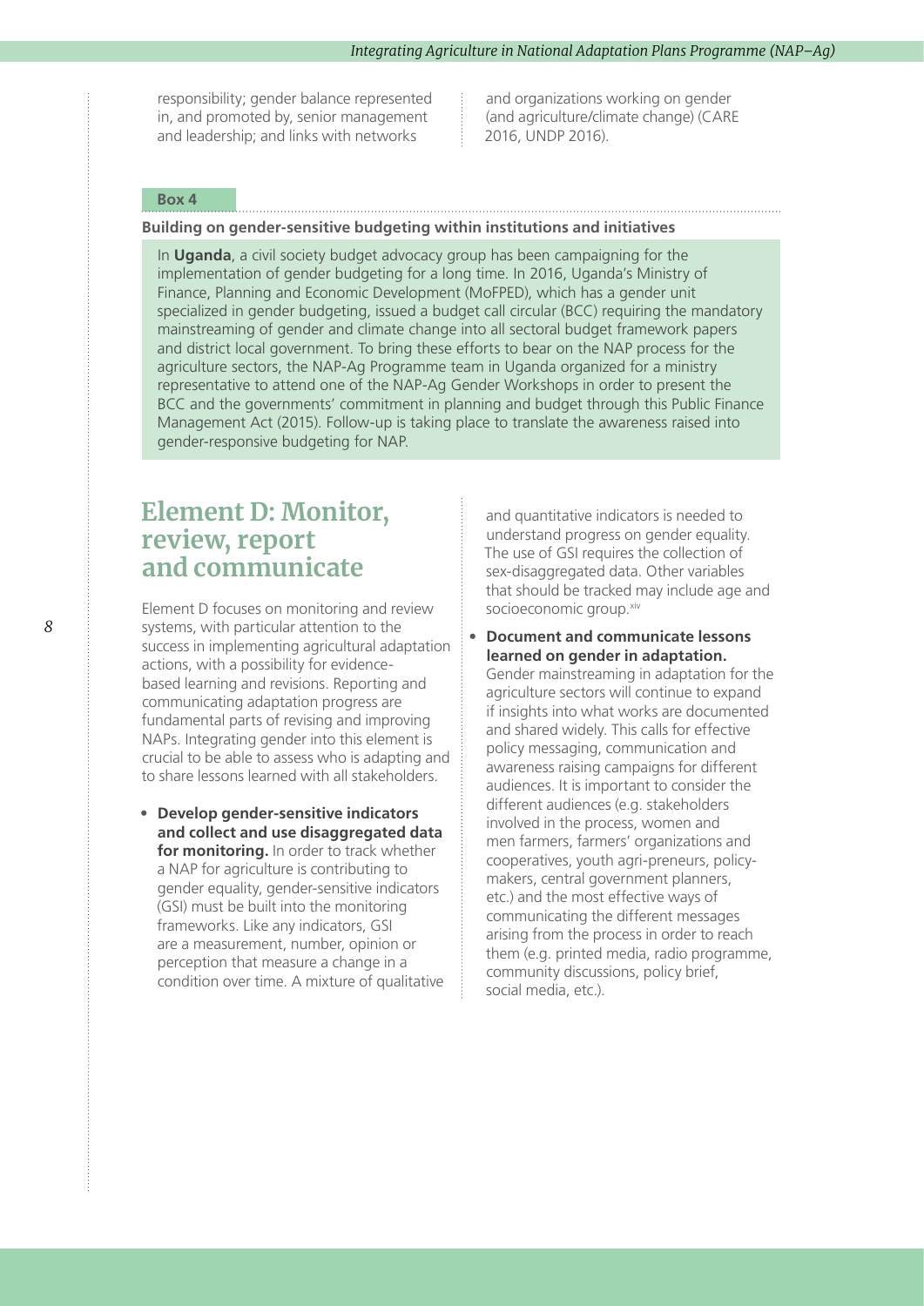responsibility; gender balance represented in, and promoted by, senior management and leadership; and links with networks and organizations working on gender (and agriculture/climate change) (CARE 2016, UNDP 2016).

**Box 4**

**Building on gender-sensitive budgeting within institutions and initiatives**

In **Uganda**, a civil society budget advocacy group has been campaigning for the implementation of gender budgeting for a long time. In 2016, Uganda's Ministry of Finance, Planning and Economic Development (MoFPED), which has a gender unit specialized in gender budgeting, issued a budget call circular (BCC) requiring the mandatory mainstreaming of gender and climate change into all sectoral budget framework papers and district local government. To bring these efforts to bear on the NAP process for the agriculture sectors, the NAP-Ag Programme team in Uganda organized for a ministry representative to attend one of the NAP-Ag Gender Workshops in order to present the BCC and the governments' commitment in planning and budget through this Public Finance Management Act (2015). Follow-up is taking place to translate the awareness raised into gender-responsive budgeting for NAP.

## Element D: Monitor, review, report and communicate

Element D focuses on monitoring and review systems, with particular attention to the success in implementing agricultural adaptation actions, with a possibility for evidence-based learning and revisions. Reporting and communicating adaptation progress are fundamental parts of revising and improving NAPs. Integrating gender into this element is crucial to be able to assess who is adapting and to share lessons learned with all stakeholders.

- **Develop gender-sensitive indicators and collect and use disaggregated data for monitoring.** In order to track whether a NAP for agriculture is contributing to gender equality, gender-sensitive indicators (GSI) must be built into the monitoring frameworks. Like any indicators, GSI are a measurement, number, opinion or perception that measure a change in a condition over time. A mixture of qualitative and quantitative indicators is needed to understand progress on gender equality. The use of GSI requires the collection of sex-disaggregated data. Other variables that should be tracked may include age and socioeconomic group.[xiv]

- **Document and communicate lessons learned on gender in adaptation.** Gender mainstreaming in adaptation for the agriculture sectors will continue to expand if insights into what works are documented and shared widely. This calls for effective policy messaging, communication and awareness raising campaigns for different audiences. It is important to consider the different audiences (e.g. stakeholders involved in the process, women and men farmers, farmers' organizations and cooperatives, youth agri-preneurs, policy-makers, central government planners, etc.) and the most effective ways of communicating the different messages arising from the process in order to reach them (e.g. printed media, radio programme, community discussions, policy brief, social media, etc.).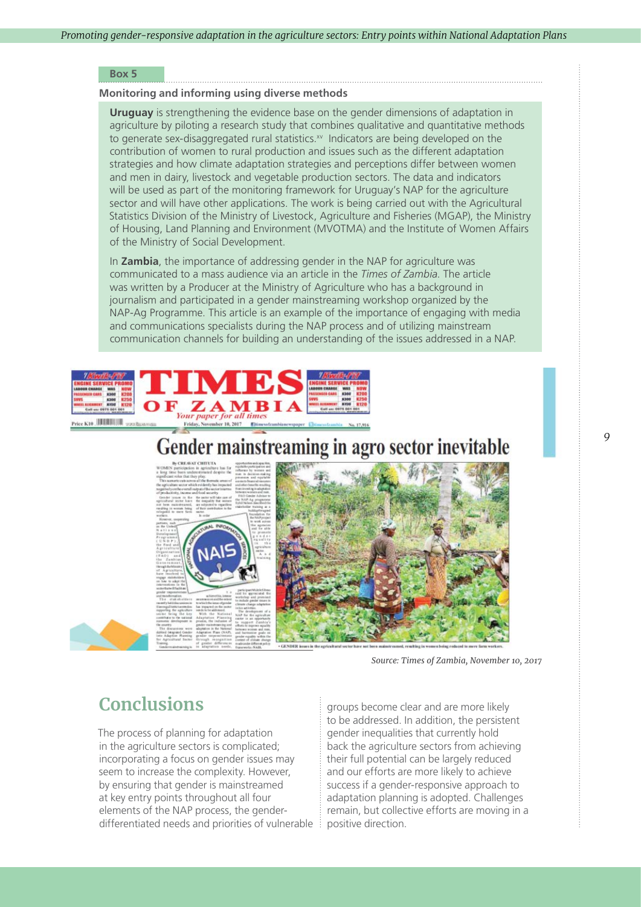**Box 5**

**Monitoring and informing using diverse methods**

**Uruguay** is strengthening the evidence base on the gender dimensions of adaptation in agriculture by piloting a research study that combines qualitative and quantitative methods to generate sex-disaggregated rural statistics.[xv] Indicators are being developed on the contribution of women to rural production and issues such as the different adaptation strategies and how climate adaptation strategies and perceptions differ between women and men in dairy, livestock and vegetable production sectors. The data and indicators will be used as part of the monitoring framework for Uruguay's NAP for the agriculture sector and will have other applications. The work is being carried out with the Agricultural Statistics Division of the Ministry of Livestock, Agriculture and Fisheries (MGAP), the Ministry of Housing, Land Planning and Environment (MVOTMA) and the Institute of Women Affairs of the Ministry of Social Development.

In **Zambia**, the importance of addressing gender in the NAP for agriculture was communicated to a mass audience via an article in the *Times of Zambia*. The article was written by a Producer at the Ministry of Agriculture who has a background in journalism and participated in a gender mainstreaming workshop organized by the NAP-Ag Programme. This article is an example of the importance of engaging with media and communications specialists during the NAP process and of utilizing mainstream communication channels for building an understanding of the issues addressed in a NAP.

Source: Times of Zambia, November 10, 2017

## Conclusions

The process of planning for adaptation in the agriculture sectors is complicated; incorporating a focus on gender issues may seem to increase the complexity. However, by ensuring that gender is mainstreamed at key entry points throughout all four elements of the NAP process, the gender-differentiated needs and priorities of vulnerable groups become clear and are more likely to be addressed. In addition, the persistent gender inequalities that currently hold back the agriculture sectors from achieving their full potential can be largely reduced and our efforts are more likely to achieve success if a gender-responsive approach to adaptation planning is adopted. Challenges remain, but collective efforts are moving in a positive direction.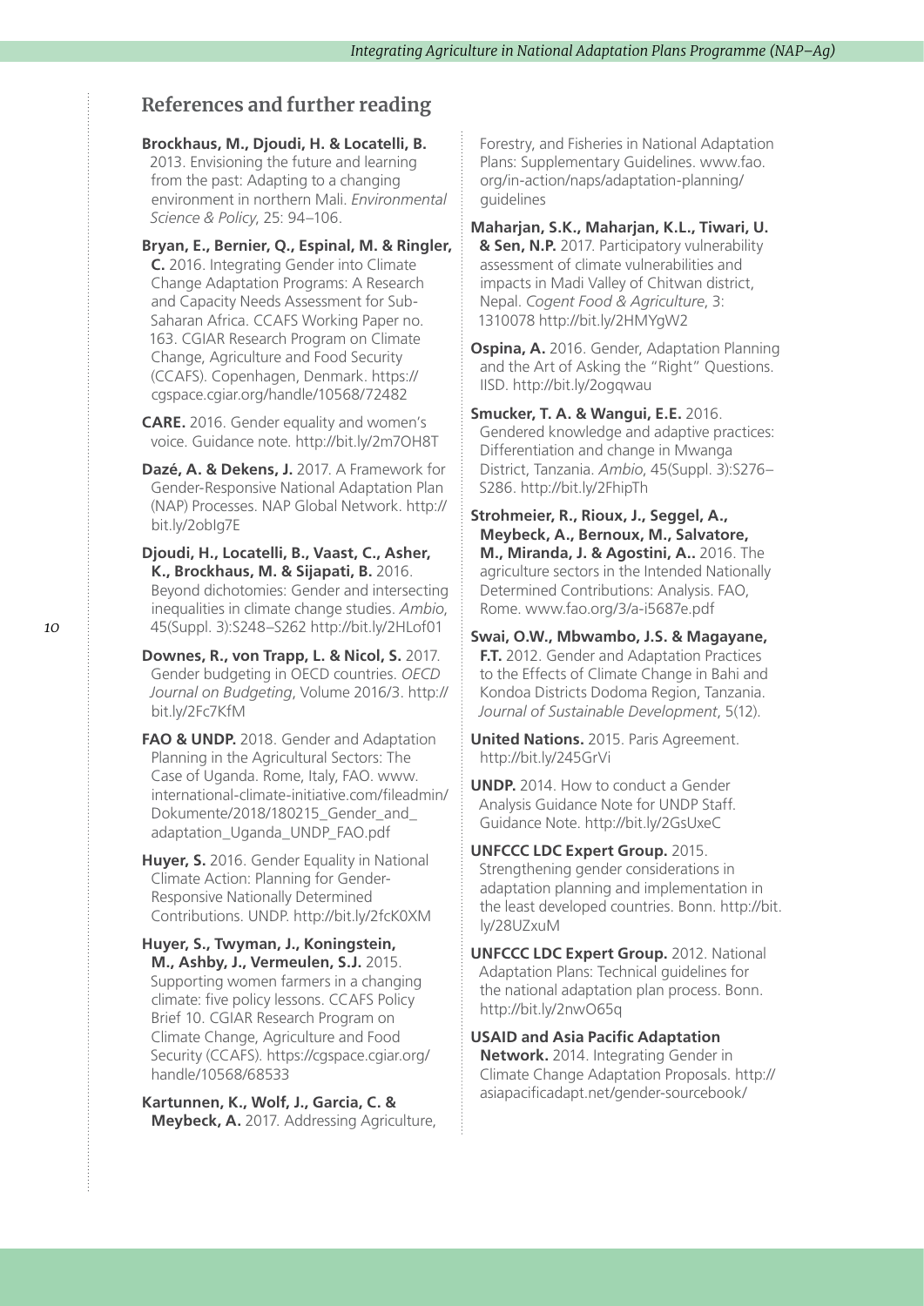## References and further reading

**Brockhaus, M., Djoudi, H. & Locatelli, B.** 2013. Envisioning the future and learning from the past: Adapting to a changing environment in northern Mali. *Environmental Science & Policy*, 25: 94–106.

**Bryan, E., Bernier, Q., Espinal, M. & Ringler, C.** 2016. Integrating Gender into Climate Change Adaptation Programs: A Research and Capacity Needs Assessment for Sub-Saharan Africa. CCAFS Working Paper no. 163. CGIAR Research Program on Climate Change, Agriculture and Food Security (CCAFS). Copenhagen, Denmark. https://cgspace.cgiar.org/handle/10568/72482

**CARE.** 2016. Gender equality and women's voice. Guidance note. http://bit.ly/2m7OH8T

**Dazé, A. & Dekens, J.** 2017. A Framework for Gender-Responsive National Adaptation Plan (NAP) Processes. NAP Global Network. http://bit.ly/2obIg7E

**Djoudi, H., Locatelli, B., Vaast, C., Asher, K., Brockhaus, M. & Sijapati, B.** 2016. Beyond dichotomies: Gender and intersecting inequalities in climate change studies. *Ambio*, 45(Suppl. 3):S248–S262 http://bit.ly/2HLof01

**Downes, R., von Trapp, L. & Nicol, S.** 2017. Gender budgeting in OECD countries. *OECD Journal on Budgeting*, Volume 2016/3. http://bit.ly/2Fc7KfM

**FAO & UNDP.** 2018. Gender and Adaptation Planning in the Agricultural Sectors: The Case of Uganda. Rome, Italy, FAO. www.international-climate-initiative.com/fileadmin/Dokumente/2018/180215_Gender_and_adaptation_Uganda_UNDP_FAO.pdf

**Huyer, S.** 2016. Gender Equality in National Climate Action: Planning for Gender-Responsive Nationally Determined Contributions. UNDP. http://bit.ly/2fcK0XM

**Huyer, S., Twyman, J., Koningstein, M., Ashby, J., Vermeulen, S.J.** 2015. Supporting women farmers in a changing climate: five policy lessons. CCAFS Policy Brief 10. CGIAR Research Program on Climate Change, Agriculture and Food Security (CCAFS). https://cgspace.cgiar.org/handle/10568/68533

**Kartunnen, K., Wolf, J., Garcia, C. & Meybeck, A.** 2017. Addressing Agriculture, Forestry, and Fisheries in National Adaptation Plans: Supplementary Guidelines. www.fao.org/in-action/naps/adaptation-planning/guidelines

**Maharjan, S.K., Maharjan, K.L., Tiwari, U. & Sen, N.P.** 2017. Participatory vulnerability assessment of climate vulnerabilities and impacts in Madi Valley of Chitwan district, Nepal. *Cogent Food & Agriculture*, 3: 1310078 http://bit.ly/2HMYgW2

**Ospina, A.** 2016. Gender, Adaptation Planning and the Art of Asking the "Right" Questions. IISD. http://bit.ly/2ogqwau

**Smucker, T. A. & Wangui, E.E.** 2016. Gendered knowledge and adaptive practices: Differentiation and change in Mwanga District, Tanzania. *Ambio*, 45(Suppl. 3):S276–S286. http://bit.ly/2FhipTh

**Strohmeier, R., Rioux, J., Seggel, A., Meybeck, A., Bernoux, M., Salvatore, M., Miranda, J. & Agostini, A..** 2016. The agriculture sectors in the Intended Nationally Determined Contributions: Analysis. FAO, Rome. www.fao.org/3/a-i5687e.pdf

**Swai, O.W., Mbwambo, J.S. & Magayane, F.T.** 2012. Gender and Adaptation Practices to the Effects of Climate Change in Bahi and Kondoa Districts Dodoma Region, Tanzania. *Journal of Sustainable Development*, 5(12).

**United Nations.** 2015. Paris Agreement. http://bit.ly/245GrVi

**UNDP.** 2014. How to conduct a Gender Analysis Guidance Note for UNDP Staff. Guidance Note. http://bit.ly/2GsUxeC

**UNFCCC LDC Expert Group.** 2015. Strengthening gender considerations in adaptation planning and implementation in the least developed countries. Bonn. http://bit.ly/28UZxuM

**UNFCCC LDC Expert Group.** 2012. National Adaptation Plans: Technical guidelines for the national adaptation plan process. Bonn. http://bit.ly/2nwO65q

**USAID and Asia Pacific Adaptation Network.** 2014. Integrating Gender in Climate Change Adaptation Proposals. http://asiapacificadapt.net/gender-sourcebook/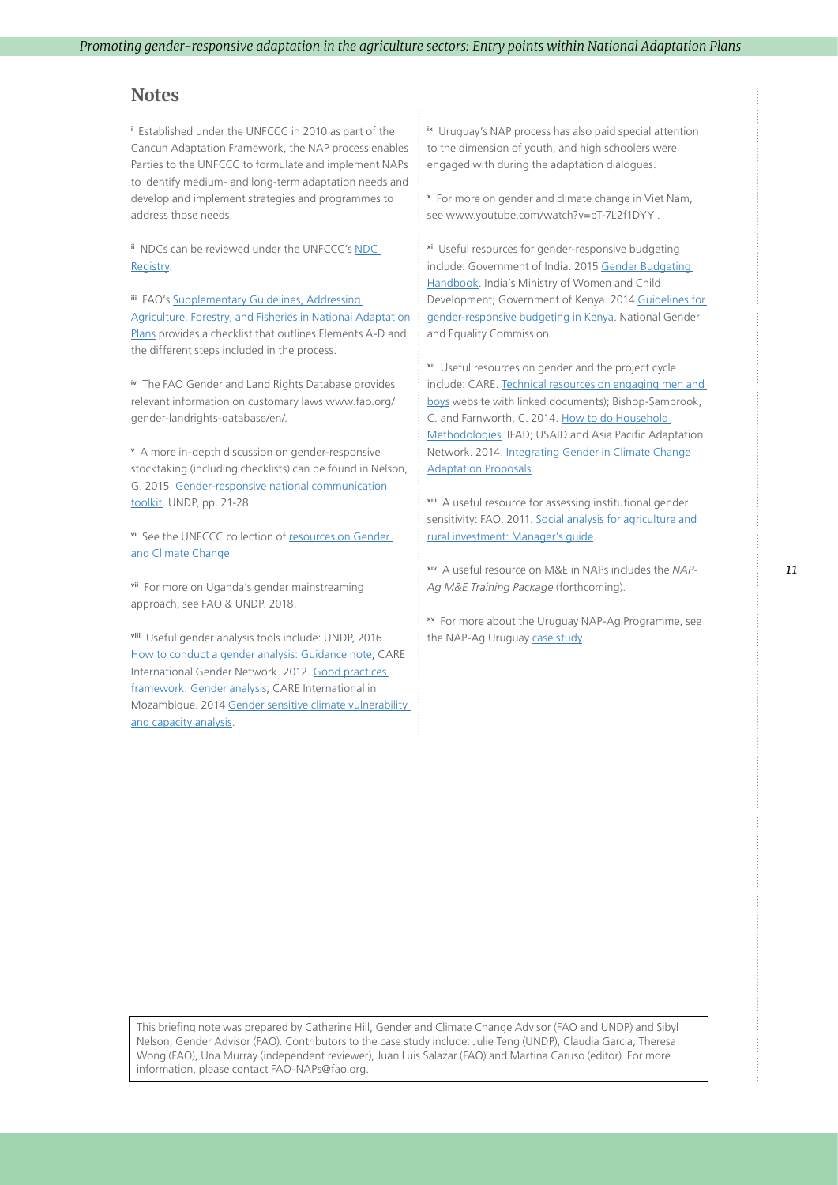## Notes

[i] Established under the UNFCCC in 2010 as part of the Cancun Adaptation Framework, the NAP process enables Parties to the UNFCCC to formulate and implement NAPs to identify medium- and long-term adaptation needs and develop and implement strategies and programmes to address those needs.

[ii] NDCs can be reviewed under the UNFCCC's NDC Registry.

[iii] FAO's Supplementary Guidelines, Addressing Agriculture, Forestry, and Fisheries in National Adaptation Plans provides a checklist that outlines Elements A-D and the different steps included in the process.

[iv] The FAO Gender and Land Rights Database provides relevant information on customary laws www.fao.org/gender-landrights-database/en/.

[v] A more in-depth discussion on gender-responsive stocktaking (including checklists) can be found in Nelson, G. 2015. Gender-responsive national communication toolkit. UNDP, pp. 21-28.

[vi] See the UNFCCC collection of resources on Gender and Climate Change.

[vii] For more on Uganda's gender mainstreaming approach, see FAO & UNDP. 2018.

[viii] Useful gender analysis tools include: UNDP, 2016. How to conduct a gender analysis: Guidance note; CARE International Gender Network. 2012. Good practices framework: Gender analysis; CARE International in Mozambique. 2014 Gender sensitive climate vulnerability and capacity analysis.

[ix] Uruguay's NAP process has also paid special attention to the dimension of youth, and high schoolers were engaged with during the adaptation dialogues.

[x] For more on gender and climate change in Viet Nam, see www.youtube.com/watch?v=bT-7L2f1DYY .

[xi] Useful resources for gender-responsive budgeting include: Government of India. 2015 Gender Budgeting Handbook. India's Ministry of Women and Child Development; Government of Kenya. 2014 Guidelines for gender-responsive budgeting in Kenya. National Gender and Equality Commission.

[xii] Useful resources on gender and the project cycle include: CARE. Technical resources on engaging men and boys website with linked documents); Bishop-Sambrook, C. and Farnworth, C. 2014. How to do Household Methodologies. IFAD; USAID and Asia Pacific Adaptation Network. 2014. Integrating Gender in Climate Change Adaptation Proposals.

[xiii] A useful resource for assessing institutional gender sensitivity: FAO. 2011. Social analysis for agriculture and rural investment: Manager's guide.

[xiv] A useful resource on M&E in NAPs includes the *NAP-Ag M&E Training Package* (forthcoming).

[xv] For more about the Uruguay NAP-Ag Programme, see the NAP-Ag Uruguay case study.

This briefing note was prepared by Catherine Hill, Gender and Climate Change Advisor (FAO and UNDP) and Sibyl Nelson, Gender Advisor (FAO). Contributors to the case study include: Julie Teng (UNDP), Claudia Garcia, Theresa Wong (FAO), Una Murray (independent reviewer), Juan Luis Salazar (FAO) and Martina Caruso (editor). For more information, please contact FAO-NAPs@fao.org.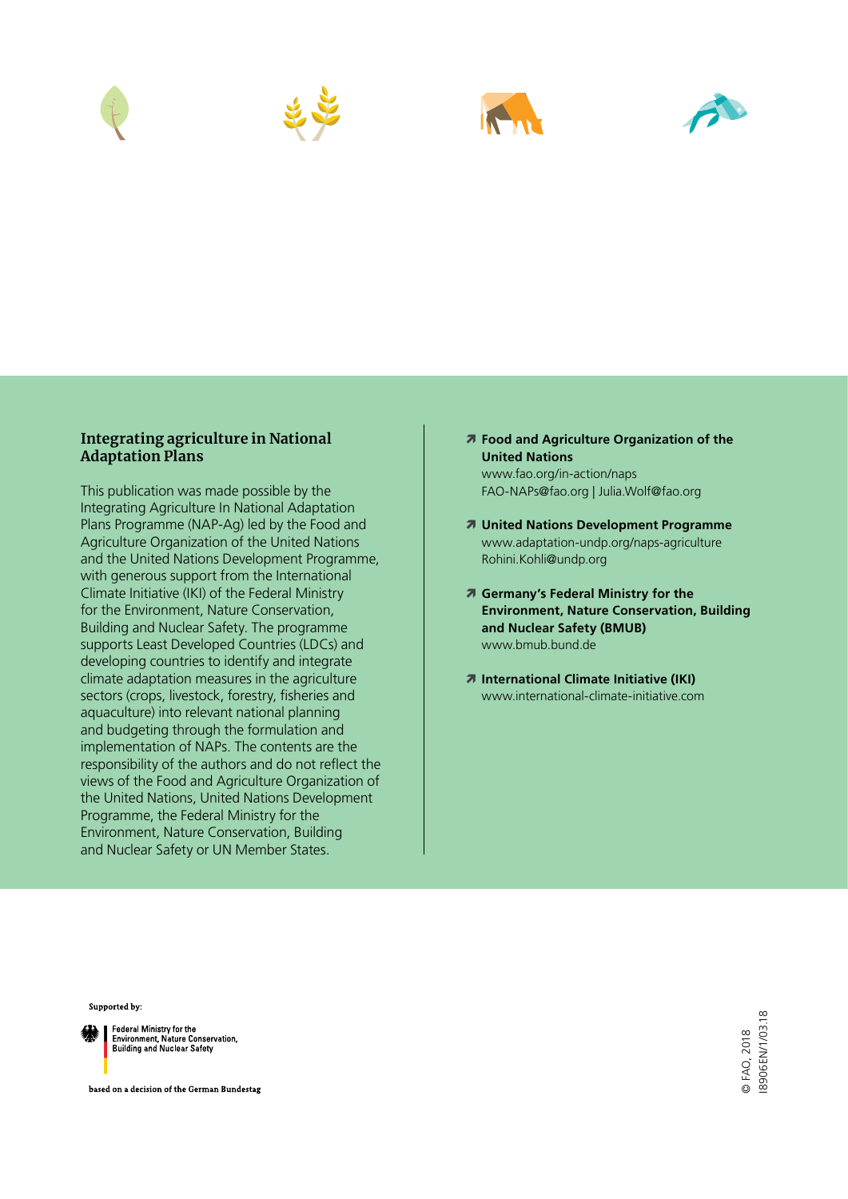## Integrating agriculture in National Adaptation Plans

This publication was made possible by the Integrating Agriculture In National Adaptation Plans Programme (NAP-Ag) led by the Food and Agriculture Organization of the United Nations and the United Nations Development Programme, with generous support from the International Climate Initiative (IKI) of the Federal Ministry for the Environment, Nature Conservation, Building and Nuclear Safety. The programme supports Least Developed Countries (LDCs) and developing countries to identify and integrate climate adaptation measures in the agriculture sectors (crops, livestock, forestry, fisheries and aquaculture) into relevant national planning and budgeting through the formulation and implementation of NAPs. The contents are the responsibility of the authors and do not reflect the views of the Food and Agriculture Organization of the United Nations, United Nations Development Programme, the Federal Ministry for the Environment, Nature Conservation, Building and Nuclear Safety or UN Member States.

**Food and Agriculture Organization of the United Nations**
www.fao.org/in-action/naps
FAO-NAPs@fao.org | Julia.Wolf@fao.org

**United Nations Development Programme**
www.adaptation-undp.org/naps-agriculture
Rohini.Kohli@undp.org

**Germany's Federal Ministry for the Environment, Nature Conservation, Building and Nuclear Safety (BMUB)**
www.bmub.bund.de

**International Climate Initiative (IKI)**
www.international-climate-initiative.com

Supported by:

Federal Ministry for the Environment, Nature Conservation, Building and Nuclear Safety

based on a decision of the German Bundestag

© FAO, 2018
I8906EN/1/03.18